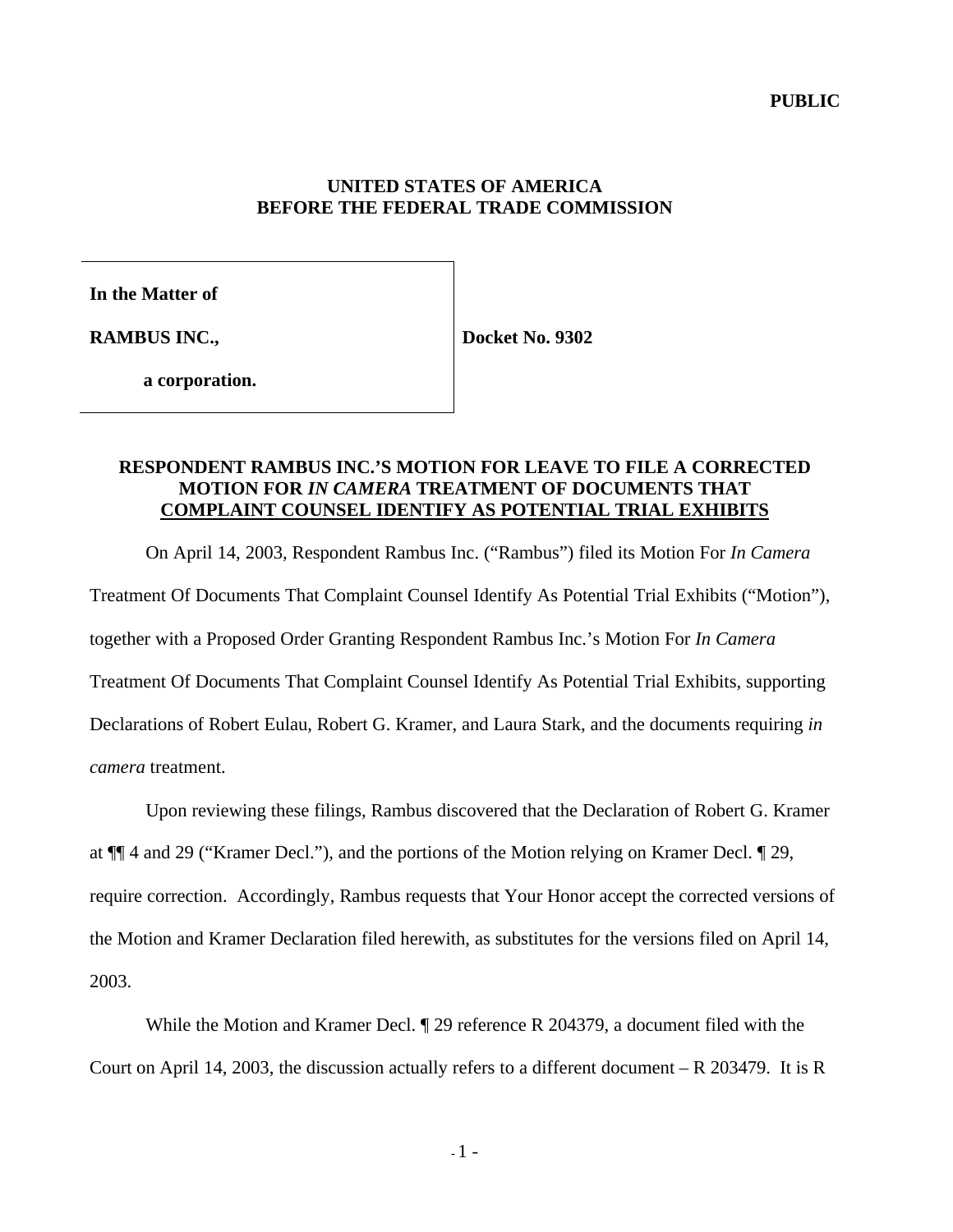**PUBLIC**

**UNITED STATES OF AMERICA**
**BEFORE THE FEDERAL TRADE COMMISSION**

| | |
|---|---|
| **In the Matter of** | |
| **RAMBUS INC.,** | **Docket No. 9302** |
| **a corporation.** | |

**RESPONDENT RAMBUS INC.'S MOTION FOR LEAVE TO FILE A CORRECTED MOTION FOR *IN CAMERA* TREATMENT OF DOCUMENTS THAT COMPLAINT COUNSEL IDENTIFY AS POTENTIAL TRIAL EXHIBITS**

On April 14, 2003, Respondent Rambus Inc. ("Rambus") filed its Motion For *In Camera* Treatment Of Documents That Complaint Counsel Identify As Potential Trial Exhibits ("Motion"), together with a Proposed Order Granting Respondent Rambus Inc.'s Motion For *In Camera* Treatment Of Documents That Complaint Counsel Identify As Potential Trial Exhibits, supporting Declarations of Robert Eulau, Robert G. Kramer, and Laura Stark, and the documents requiring *in camera* treatment.

Upon reviewing these filings, Rambus discovered that the Declaration of Robert G. Kramer at ¶¶ 4 and 29 ("Kramer Decl."), and the portions of the Motion relying on Kramer Decl. ¶ 29, require correction. Accordingly, Rambus requests that Your Honor accept the corrected versions of the Motion and Kramer Declaration filed herewith, as substitutes for the versions filed on April 14, 2003.

While the Motion and Kramer Decl. ¶ 29 reference R 204379, a document filed with the Court on April 14, 2003, the discussion actually refers to a different document – R 203479. It is R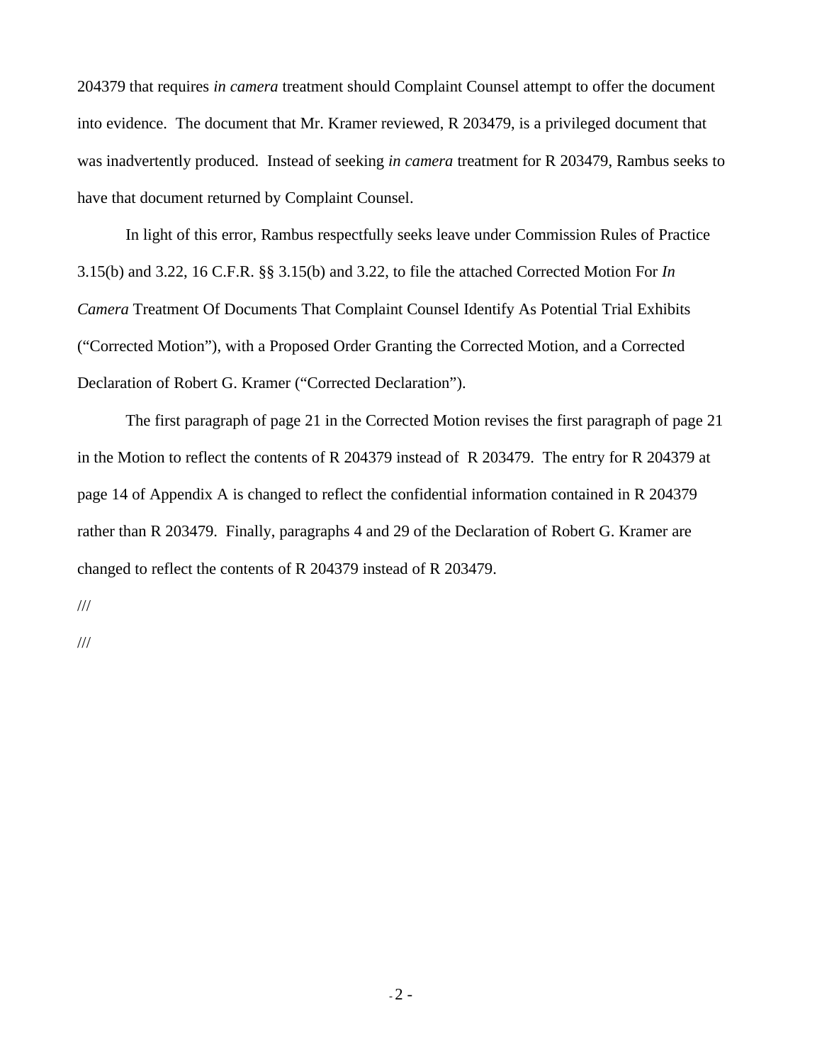204379 that requires *in camera* treatment should Complaint Counsel attempt to offer the document into evidence. The document that Mr. Kramer reviewed, R 203479, is a privileged document that was inadvertently produced. Instead of seeking *in camera* treatment for R 203479, Rambus seeks to have that document returned by Complaint Counsel.

In light of this error, Rambus respectfully seeks leave under Commission Rules of Practice 3.15(b) and 3.22, 16 C.F.R. §§ 3.15(b) and 3.22, to file the attached Corrected Motion For *In Camera* Treatment Of Documents That Complaint Counsel Identify As Potential Trial Exhibits ("Corrected Motion"), with a Proposed Order Granting the Corrected Motion, and a Corrected Declaration of Robert G. Kramer ("Corrected Declaration").

The first paragraph of page 21 in the Corrected Motion revises the first paragraph of page 21 in the Motion to reflect the contents of R 204379 instead of R 203479. The entry for R 204379 at page 14 of Appendix A is changed to reflect the confidential information contained in R 204379 rather than R 203479. Finally, paragraphs 4 and 29 of the Declaration of Robert G. Kramer are changed to reflect the contents of R 204379 instead of R 203479.

///

///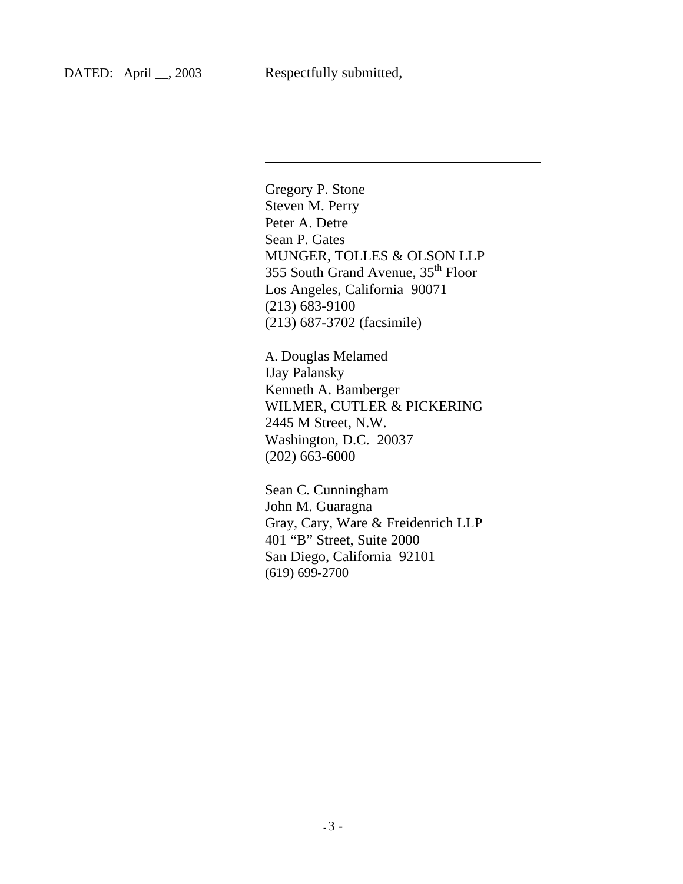DATED: April __, 2003 Respectfully submitted,

\_\_\_\_\_\_\_\_\_\_\_\_\_\_\_\_\_\_\_\_\_\_\_\_\_\_\_\_\_\_\_\_\_\_\_\_

Gregory P. Stone  
Steven M. Perry  
Peter A. Detre  
Sean P. Gates  
MUNGER, TOLLES & OLSON LLP  
355 South Grand Avenue, 35th Floor  
Los Angeles, California 90071  
(213) 683-9100  
(213) 687-3702 (facsimile)

A. Douglas Melamed  
IJay Palansky  
Kenneth A. Bamberger  
WILMER, CUTLER & PICKERING  
2445 M Street, N.W.  
Washington, D.C. 20037  
(202) 663-6000

Sean C. Cunningham  
John M. Guaragna  
Gray, Cary, Ware & Freidenrich LLP  
401 "B" Street, Suite 2000  
San Diego, California 92101  
(619) 699-2700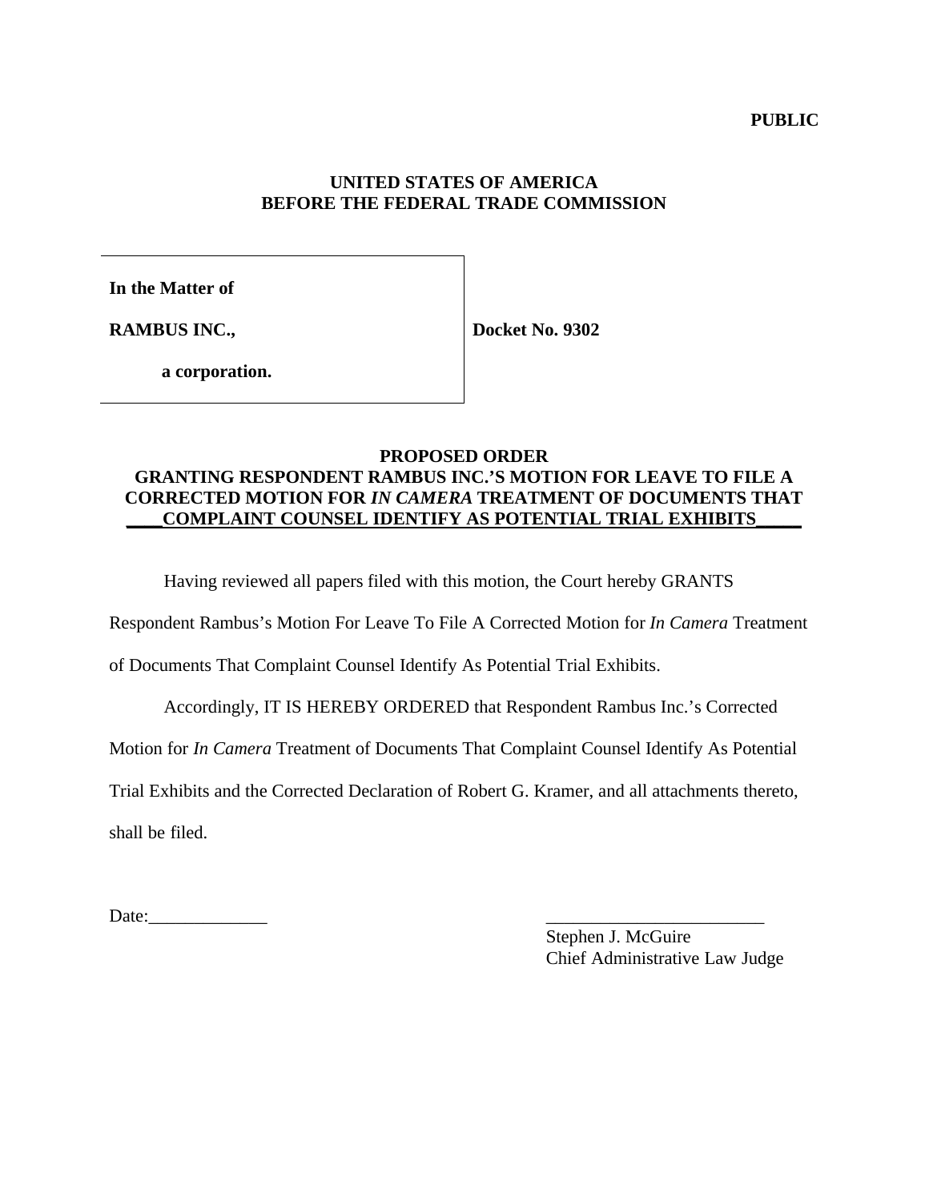**PUBLIC**

**UNITED STATES OF AMERICA**
**BEFORE THE FEDERAL TRADE COMMISSION**

| | |
|---|---|
| **In the Matter of**<br><br>**RAMBUS INC.,**<br><br>**a corporation.** | **Docket No. 9302** |

**PROPOSED ORDER**
**GRANTING RESPONDENT RAMBUS INC.'S MOTION FOR LEAVE TO FILE A CORRECTED MOTION FOR *IN CAMERA* TREATMENT OF DOCUMENTS THAT COMPLAINT COUNSEL IDENTIFY AS POTENTIAL TRIAL EXHIBITS**

Having reviewed all papers filed with this motion, the Court hereby GRANTS Respondent Rambus's Motion For Leave To File A Corrected Motion for *In Camera* Treatment of Documents That Complaint Counsel Identify As Potential Trial Exhibits.

Accordingly, IT IS HEREBY ORDERED that Respondent Rambus Inc.'s Corrected Motion for *In Camera* Treatment of Documents That Complaint Counsel Identify As Potential Trial Exhibits and the Corrected Declaration of Robert G. Kramer, and all attachments thereto, shall be filed.

Date:_____________

________________________
Stephen J. McGuire
Chief Administrative Law Judge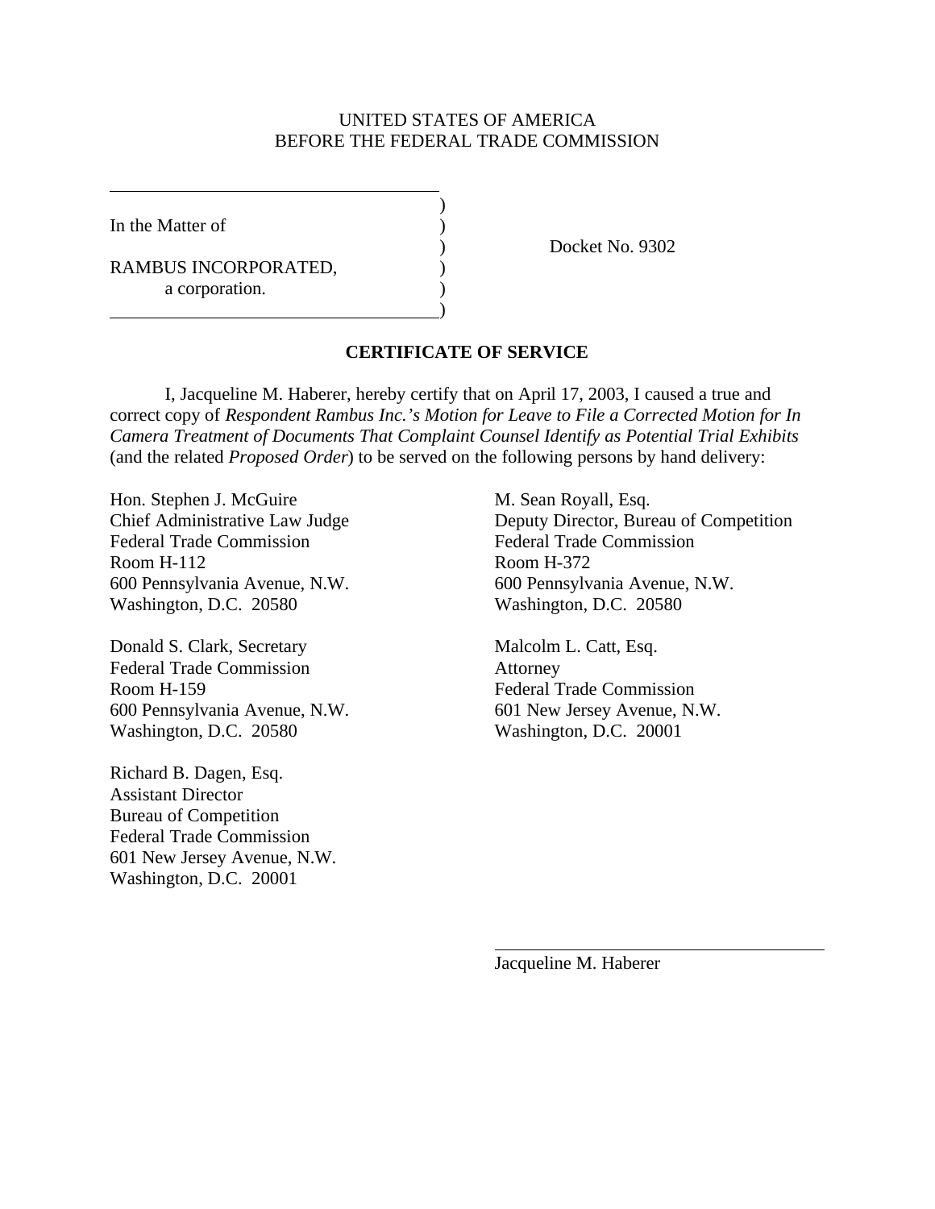UNITED STATES OF AMERICA
BEFORE THE FEDERAL TRADE COMMISSION

| | | |
|---|---|---|
| In the Matter of | ) | |
| | ) | Docket No. 9302 |
| RAMBUS INCORPORATED, a corporation. | ) | |

**CERTIFICATE OF SERVICE**

I, Jacqueline M. Haberer, hereby certify that on April 17, 2003, I caused a true and correct copy of *Respondent Rambus Inc.'s Motion for Leave to File a Corrected Motion for In Camera Treatment of Documents That Complaint Counsel Identify as Potential Trial Exhibits* (and the related *Proposed Order*) to be served on the following persons by hand delivery:

Hon. Stephen J. McGuire
Chief Administrative Law Judge
Federal Trade Commission
Room H-112
600 Pennsylvania Avenue, N.W.
Washington, D.C. 20580

Donald S. Clark, Secretary
Federal Trade Commission
Room H-159
600 Pennsylvania Avenue, N.W.
Washington, D.C. 20580

Richard B. Dagen, Esq.
Assistant Director
Bureau of Competition
Federal Trade Commission
601 New Jersey Avenue, N.W.
Washington, D.C. 20001

M. Sean Royall, Esq.
Deputy Director, Bureau of Competition
Federal Trade Commission
Room H-372
600 Pennsylvania Avenue, N.W.
Washington, D.C. 20580

Malcolm L. Catt, Esq.
Attorney
Federal Trade Commission
601 New Jersey Avenue, N.W.
Washington, D.C. 20001

\_\_\_\_\_\_\_\_\_\_\_\_\_\_\_\_\_\_\_\_\_\_\_\_\_\_\_\_\_\_
Jacqueline M. Haberer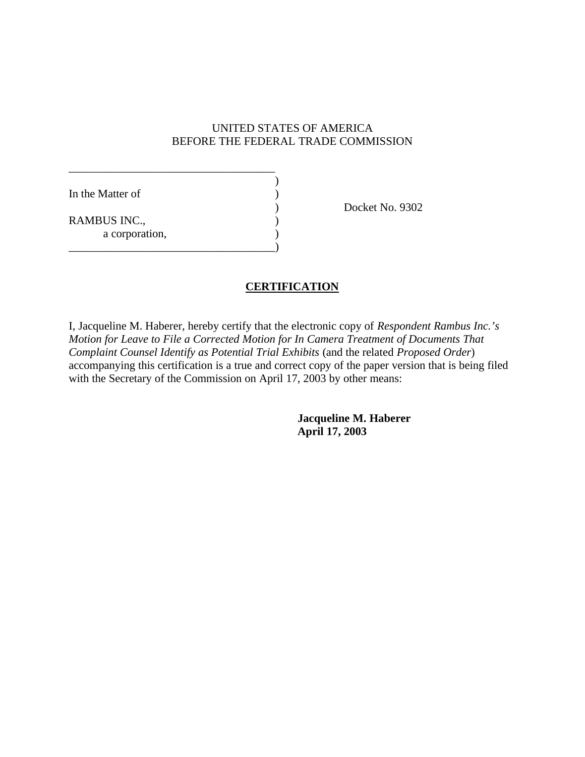UNITED STATES OF AMERICA
BEFORE THE FEDERAL TRADE COMMISSION

| | |
|---|---|
| In the Matter of<br><br>RAMBUS INC.,<br>a corporation, | Docket No. 9302 |

**CERTIFICATION**

I, Jacqueline M. Haberer, hereby certify that the electronic copy of *Respondent Rambus Inc.'s Motion for Leave to File a Corrected Motion for In Camera Treatment of Documents That Complaint Counsel Identify as Potential Trial Exhibits* (and the related *Proposed Order*) accompanying this certification is a true and correct copy of the paper version that is being filed with the Secretary of the Commission on April 17, 2003 by other means:

**Jacqueline M. Haberer**
**April 17, 2003**